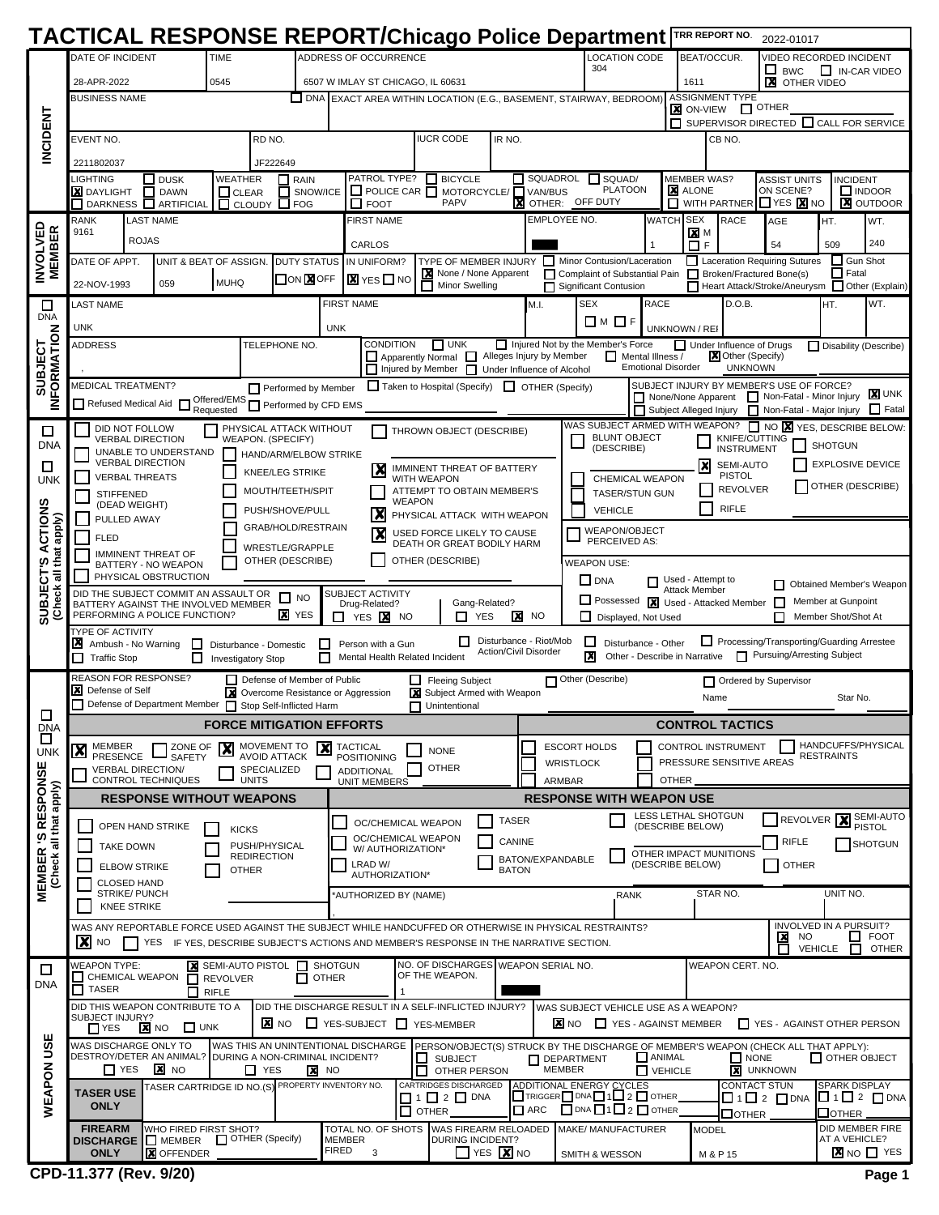# TACTICAL RESPONSE REPORT/Chicago Police Department

**TRR REPORT NO.** 2022-01017

## INCIDENT

| DATE OF INCIDENT | TIME | ADDRESS OF OCCURRENCE | LOCATION CODE | BEAT/OCCUR. | VIDEO RECORDED INCIDENT |
|---|---|---|---|---|---|
| 28-APR-2022 | 0545 | 6507 W IMLAY ST CHICAGO, IL 60631 | 304 | 1611 | ☐ BWC ☐ IN-CAR VIDEO ☒ OTHER VIDEO |

BUSINESS NAME: 
☐ DNA EXACT AREA WITHIN LOCATION (E.G., BASEMENT, STAIRWAY, BEDROOM):
ASSIGNMENT TYPE: ☒ ON-VIEW ☐ OTHER ☐ SUPERVISOR DIRECTED ☐ CALL FOR SERVICE

| EVENT NO. | RD NO. | IUCR CODE | IR NO. | CB NO. |
|---|---|---|---|---|
| 2211802037 | JF222649 | | | |

LIGHTING: ☒ DAYLIGHT ☐ DUSK ☐ DAWN ☐ DARKNESS ☐ ARTIFICIAL
WEATHER: ☐ CLEAR ☐ CLOUDY ☐ RAIN ☐ SNOW/ICE ☐ FOG
PATROL TYPE? ☐ POLICE CAR ☐ FOOT ☐ BICYCLE ☐ MOTORCYCLE/PAPV ☐ SQUADROL ☐ VAN/BUS ☐ SQUAD/PLATOON ☒ OTHER: OFF DUTY
MEMBER WAS? ☒ ALONE ☐ WITH PARTNER
ASSIST UNITS ON SCENE? ☐ YES ☒ NO
INCIDENT: ☐ INDOOR ☒ OUTDOOR

## INVOLVED MEMBER

| RANK | LAST NAME | FIRST NAME | EMPLOYEE NO. | WATCH | SEX | RACE | AGE | HT. | WT. |
|---|---|---|---|---|---|---|---|---|---|
| 9161 | ROJAS | CARLOS | [REDACTED] | 1 | ☒ M ☐ F | | 54 | 509 | 240 |

| DATE OF APPT. | UNIT & BEAT OF ASSIGN. | | DUTY STATUS | IN UNIFORM? |
|---|---|---|---|---|
| 22-NOV-1993 | 059 | MUHQ | ☐ ON ☒ OFF | ☒ YES ☐ NO |

TYPE OF MEMBER INJURY: ☒ None / None Apparent ☐ Minor Swelling ☐ Minor Contusion/Laceration ☐ Complaint of Substantial Pain ☐ Significant Contusion ☐ Laceration Requiring Sutures ☐ Broken/Fractured Bone(s) ☐ Heart Attack/Stroke/Aneurysm ☐ Gun Shot ☐ Fatal ☐ Other (Explain)

## SUBJECT INFORMATION

☐ DNA

| LAST NAME | FIRST NAME | M.I. | SEX | RACE | D.O.B. | HT. | WT. |
|---|---|---|---|---|---|---|---|
| UNK | UNK | | ☐ M ☐ F | UNKNOWN / REF | | | |

ADDRESS: ,
TELEPHONE NO.:
CONDITION: ☐ UNK ☐ Apparently Normal ☐ Injured by Member ☐ Injured Not by the Member's Force ☐ Alleges Injury by Member ☐ Under Influence of Alcohol ☐ Mental Illness / Emotional Disorder ☐ Under Influence of Drugs ☒ Other (Specify) UNKNOWN ☐ Disability (Describe)

MEDICAL TREATMENT? ☐ Refused Medical Aid ☐ Offered/EMS Requested ☐ Performed by Member ☐ Performed by CFD EMS ☐ Taken to Hospital (Specify) ☐ OTHER (Specify)

SUBJECT INJURY BY MEMBER'S USE OF FORCE? ☐ None/None Apparent ☐ Subject Alleged Injury ☐ Non-Fatal - Minor Injury ☐ Non-Fatal - Major Injury ☒ UNK ☐ Fatal

## SUBJECT'S ACTIONS (Check all that apply)

☐ DNA ☐ UNK

☐ DID NOT FOLLOW VERBAL DIRECTION
☐ UNABLE TO UNDERSTAND VERBAL DIRECTION
☐ VERBAL THREATS
☐ STIFFENED (DEAD WEIGHT)
☐ PULLED AWAY
☐ FLED
☐ IMMINENT THREAT OF BATTERY - NO WEAPON
☐ PHYSICAL OBSTRUCTION
☐ PHYSICAL ATTACK WITHOUT WEAPON. (SPECIFY)
☐ HAND/ARM/ELBOW STRIKE
☐ KNEE/LEG STRIKE
☐ MOUTH/TEETH/SPIT
☐ PUSH/SHOVE/PULL
☐ GRAB/HOLD/RESTRAIN
☐ WRESTLE/GRAPPLE
☐ OTHER (DESCRIBE)
☐ THROWN OBJECT (DESCRIBE)
☒ IMMINENT THREAT OF BATTERY WITH WEAPON
☐ ATTEMPT TO OBTAIN MEMBER'S WEAPON
☒ PHYSICAL ATTACK WITH WEAPON
☒ USED FORCE LIKELY TO CAUSE DEATH OR GREAT BODILY HARM
☐ OTHER (DESCRIBE)

WAS SUBJECT ARMED WITH WEAPON? ☐ NO ☒ YES, DESCRIBE BELOW:
☐ BLUNT OBJECT (DESCRIBE) ☐ KNIFE/CUTTING INSTRUMENT ☐ SHOTGUN ☐ CHEMICAL WEAPON ☒ SEMI-AUTO PISTOL ☐ EXPLOSIVE DEVICE ☐ TASER/STUN GUN ☐ REVOLVER ☐ OTHER (DESCRIBE) ☐ VEHICLE ☐ RIFLE ☐ WEAPON/OBJECT PERCEIVED AS:

WEAPON USE: ☐ DNA ☐ Possessed ☐ Displayed, Not Used ☐ Used - Attempt to Attack Member ☒ Used - Attacked Member ☐ Obtained Member's Weapon ☐ Member at Gunpoint ☐ Member Shot/Shot At

DID THE SUBJECT COMMIT AN ASSAULT OR BATTERY AGAINST THE INVOLVED MEMBER PERFORMING A POLICE FUNCTION? ☐ NO ☒ YES

SUBJECT ACTIVITY: Drug-Related? ☐ YES ☒ NO  Gang-Related? ☐ YES ☒ NO

TYPE OF ACTIVITY: ☒ Ambush - No Warning ☐ Traffic Stop ☐ Disturbance - Domestic ☐ Investigatory Stop ☐ Person with a Gun ☐ Mental Health Related Incident ☐ Disturbance - Riot/Mob Action/Civil Disorder ☐ Disturbance - Other ☒ Other - Describe in Narrative ☐ Processing/Transporting/Guarding Arrestee ☐ Pursuing/Arresting Subject

## MEMBER'S RESPONSE (Check all that apply)

☐ DNA ☐ UNK

REASON FOR RESPONSE? ☒ Defense of Self ☐ Defense of Department Member ☐ Defense of Member of Public ☒ Overcome Resistance or Aggression ☐ Stop Self-Inflicted Harm ☐ Fleeing Subject ☒ Subject Armed with Weapon ☐ Unintentional ☐ Other (Describe) ☐ Ordered by Supervisor Name Star No.

### FORCE MITIGATION EFFORTS

☒ MEMBER PRESENCE ☐ ZONE OF SAFETY ☒ MOVEMENT TO AVOID ATTACK ☒ TACTICAL POSITIONING ☐ NONE ☐ VERBAL DIRECTION/CONTROL TECHNIQUES ☐ SPECIALIZED UNITS ☐ ADDITIONAL UNIT MEMBERS ☐ OTHER

### CONTROL TACTICS

☐ ESCORT HOLDS ☐ WRISTLOCK ☐ ARMBAR ☐ CONTROL INSTRUMENT ☐ PRESSURE SENSITIVE AREAS ☐ OTHER ☐ HANDCUFFS/PHYSICAL RESTRAINTS

### RESPONSE WITHOUT WEAPONS

☐ OPEN HAND STRIKE ☐ TAKE DOWN ☐ ELBOW STRIKE ☐ CLOSED HAND STRIKE/ PUNCH ☐ KNEE STRIKE ☐ KICKS ☐ PUSH/PHYSICAL REDIRECTION ☐ OTHER

### RESPONSE WITH WEAPON USE

☐ OC/CHEMICAL WEAPON ☐ OC/CHEMICAL WEAPON W/ AUTHORIZATION* ☐ LRAD W/ AUTHORIZATION* ☐ TASER ☐ CANINE ☐ BATON/EXPANDABLE BATON ☐ LESS LETHAL SHOTGUN (DESCRIBE BELOW) ☐ OTHER IMPACT MUNITIONS (DESCRIBE BELOW) ☐ REVOLVER ☒ SEMI-AUTO PISTOL ☐ RIFLE ☐ SHOTGUN ☐ OTHER

*AUTHORIZED BY (NAME) , RANK STAR NO. UNIT NO.

WAS ANY REPORTABLE FORCE USED AGAINST THE SUBJECT WHILE HANDCUFFED OR OTHERWISE IN PHYSICAL RESTRAINTS? ☒ NO ☐ YES IF YES, DESCRIBE SUBJECT'S ACTIONS AND MEMBER'S RESPONSE IN THE NARRATIVE SECTION.

INVOLVED IN A PURSUIT? ☒ NO ☐ VEHICLE ☐ FOOT ☐ OTHER

## WEAPON USE

☐ DNA

WEAPON TYPE: ☐ CHEMICAL WEAPON ☐ TASER ☒ SEMI-AUTO PISTOL ☐ REVOLVER ☐ RIFLE ☐ SHOTGUN ☐ OTHER
NO. OF DISCHARGES OF THE WEAPON: 1
WEAPON SERIAL NO.: [REDACTED]
WEAPON CERT. NO.:

DID THIS WEAPON CONTRIBUTE TO A SUBJECT INJURY? ☐ YES ☒ NO ☐ UNK
DID THE DISCHARGE RESULT IN A SELF-INFLICTED INJURY? ☒ NO ☐ YES-SUBJECT ☐ YES-MEMBER
WAS SUBJECT VEHICLE USE AS A WEAPON? ☒ NO ☐ YES - AGAINST MEMBER ☐ YES - AGAINST OTHER PERSON

WAS DISCHARGE ONLY TO DESTROY/DETER AN ANIMAL? ☐ YES ☒ NO
WAS THIS AN UNINTENTIONAL DISCHARGE DURING A NON-CRIMINAL INCIDENT? ☐ YES ☒ NO
PERSON/OBJECT(S) STRUCK BY THE DISCHARGE OF MEMBER'S WEAPON (CHECK ALL THAT APPLY): ☐ SUBJECT ☐ OTHER PERSON ☐ DEPARTMENT MEMBER ☐ ANIMAL ☐ VEHICLE ☐ NONE ☒ UNKNOWN ☐ OTHER OBJECT

**TASER USE ONLY**: TASER CARTRIDGE ID NO.(S): PROPERTY INVENTORY NO.: CARTRIDGES DISCHARGED ☐ 1 ☐ 2 ☐ DNA ☐ OTHER; ADDITIONAL ENERGY CYCLES ☐ TRIGGER ☐ DNA ☐ 1 ☐ 2 ☐ OTHER ☐ ARC ☐ DNA ☐ 1 ☐ 2 ☐ OTHER; CONTACT STUN ☐ 1 ☐ 2 ☐ DNA ☐ OTHER; SPARK DISPLAY ☐ 1 ☐ 2 ☐ DNA ☐ OTHER

**FIREARM DISCHARGE ONLY**: WHO FIRED FIRST SHOT? ☐ MEMBER ☒ OFFENDER ☐ OTHER (Specify)
TOTAL NO. OF SHOTS MEMBER FIRED: 3
WAS FIREARM RELOADED DURING INCIDENT? ☐ YES ☒ NO
MAKE/ MANUFACTURER: SMITH & WESSON
MODEL: M & P 15
DID MEMBER FIRE AT A VEHICLE? ☒ NO ☐ YES

CPD-11.377 (Rev. 9/20)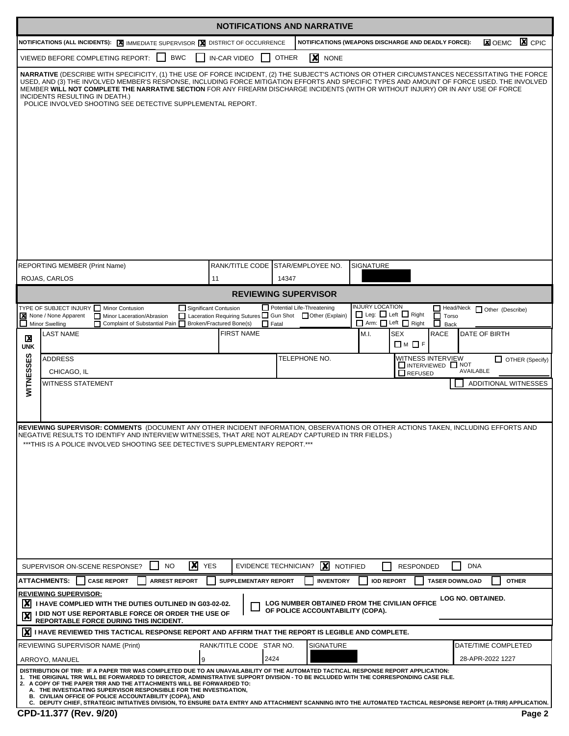## NOTIFICATIONS AND NARRATIVE

**NOTIFICATIONS (ALL INCIDENTS):** [X] IMMEDIATE SUPERVISOR [X] DISTRICT OF OCCURRENCE

**NOTIFICATIONS (WEAPONS DISCHARGE AND DEADLY FORCE):** [X] OEMC [X] CPIC

VIEWED BEFORE COMPLETING REPORT: [ ] BWC [ ] IN-CAR VIDEO [ ] OTHER [X] NONE

**NARRATIVE** (DESCRIBE WITH SPECIFICITY, (1) THE USE OF FORCE INCIDENT, (2) THE SUBJECT'S ACTIONS OR OTHER CIRCUMSTANCES NECESSITATING THE FORCE USED, AND (3) THE INVOLVED MEMBER'S RESPONSE, INCLUDING FORCE MITIGATION EFFORTS AND SPECIFIC TYPES AND AMOUNT OF FORCE USED. THE INVOLVED MEMBER **WILL NOT COMPLETE THE NARRATIVE SECTION** FOR ANY FIREARM DISCHARGE INCIDENTS (WITH OR WITHOUT INJURY) OR IN ANY USE OF FORCE INCIDENTS RESULTING IN DEATH.)

POLICE INVOLVED SHOOTING SEE DETECTIVE SUPPLEMENTAL REPORT.

| REPORTING MEMBER (Print Name) | RANK/TITLE CODE | STAR/EMPLOYEE NO. | SIGNATURE |
|---|---|---|---|
| ROJAS, CARLOS | 11 | 14347 | |

## REVIEWING SUPERVISOR

TYPE OF SUBJECT INJURY: [ ] Minor Contusion [ ] Significant Contusion [ ] Potential Life-Threatening [X] None / None Apparent [ ] Minor Laceration/Abrasion [ ] Laceration Requiring Sutures [ ] Gun Shot [ ] Other (Explain) [ ] Minor Swelling [ ] Complaint of Substantial Pain [ ] Broken/Fractured Bone(s) [ ] Fatal

INJURY LOCATION: [ ] Leg: [ ] Left [ ] Right [ ] Arm: [ ] Left [ ] Right [ ] Head/Neck [ ] Torso [ ] Back [ ] Other (Describe)

**WITNESSES** [X] UNK

| LAST NAME | FIRST NAME | M.I. | SEX | RACE | DATE OF BIRTH |
|---|---|---|---|---|---|
| | | | [ ] M [ ] F | | |

| ADDRESS | TELEPHONE NO. | WITNESS INTERVIEW |
|---|---|---|
| CHICAGO, IL | | [ ] INTERVIEWED [ ] NOT AVAILABLE [ ] REFUSED [ ] OTHER (Specify) |

WITNESS STATEMENT [ ] ADDITIONAL WITNESSES

**REVIEWING SUPERVISOR: COMMENTS** (DOCUMENT ANY OTHER INCIDENT INFORMATION, OBSERVATIONS OR OTHER ACTIONS TAKEN, INCLUDING EFFORTS AND NEGATIVE RESULTS TO IDENTIFY AND INTERVIEW WITNESSES, THAT ARE NOT ALREADY CAPTURED IN TRR FIELDS.)

***THIS IS A POLICE INVOLVED SHOOTING SEE DETECTIVE'S SUPPLEMENTARY REPORT.***

SUPERVISOR ON-SCENE RESPONSE? [ ] NO [X] YES  EVIDENCE TECHNICIAN? [X] NOTIFIED [ ] RESPONDED [ ] DNA

**ATTACHMENTS:** [ ] CASE REPORT [ ] ARREST REPORT [ ] SUPPLEMENTARY REPORT [ ] INVENTORY [ ] IOD REPORT [ ] TASER DOWNLOAD [ ] OTHER

**REVIEWING SUPERVISOR:**

[X] **I HAVE COMPLIED WITH THE DUTIES OUTLINED IN G03-02-02.**

[X] **I DID NOT USE REPORTABLE FORCE OR ORDER THE USE OF REPORTABLE FORCE DURING THIS INCIDENT.**

[ ] **LOG NUMBER OBTAINED FROM THE CIVILIAN OFFICE OF POLICE ACCOUNTABILITY (COPA).** **LOG NO. OBTAINED.**

[X] **I HAVE REVIEWED THIS TACTICAL RESPONSE REPORT AND AFFIRM THAT THE REPORT IS LEGIBLE AND COMPLETE.**

| REVIEWING SUPERVISOR NAME (Print) | RANK/TITLE CODE | STAR NO. | SIGNATURE | DATE/TIME COMPLETED |
|---|---|---|---|---|
| ARROYO, MANUEL | 9 | 2424 | | 28-APR-2022 1227 |

**DISTRIBUTION OF TRR: IF A PAPER TRR WAS COMPLETED DUE TO AN UNAVAILABILITY OF THE AUTOMATED TACTICAL RESPONSE REPORT APPLICATION:**
1. **THE ORIGINAL TRR WILL BE FORWARDED TO DIRECTOR, ADMINISTRATIVE SUPPORT DIVISION - TO BE INCLUDED WITH THE CORRESPONDING CASE FILE.**
2. **A COPY OF THE PAPER TRR AND THE ATTACHMENTS WILL BE FORWARDED TO:**
   - A. **THE INVESTIGATING SUPERVISOR RESPONSIBLE FOR THE INVESTIGATION,**
   - B. **CIVILIAN OFFICE OF POLICE ACCOUNTABILITY (COPA), AND**
   - C. **DEPUTY CHIEF, STRATEGIC INITIATIVES DIVISION, TO ENSURE DATA ENTRY AND ATTACHMENT SCANNING INTO THE AUTOMATED TACTICAL RESPONSE REPORT (A-TRR) APPLICATION.**

**CPD-11.377 (Rev. 9/20)**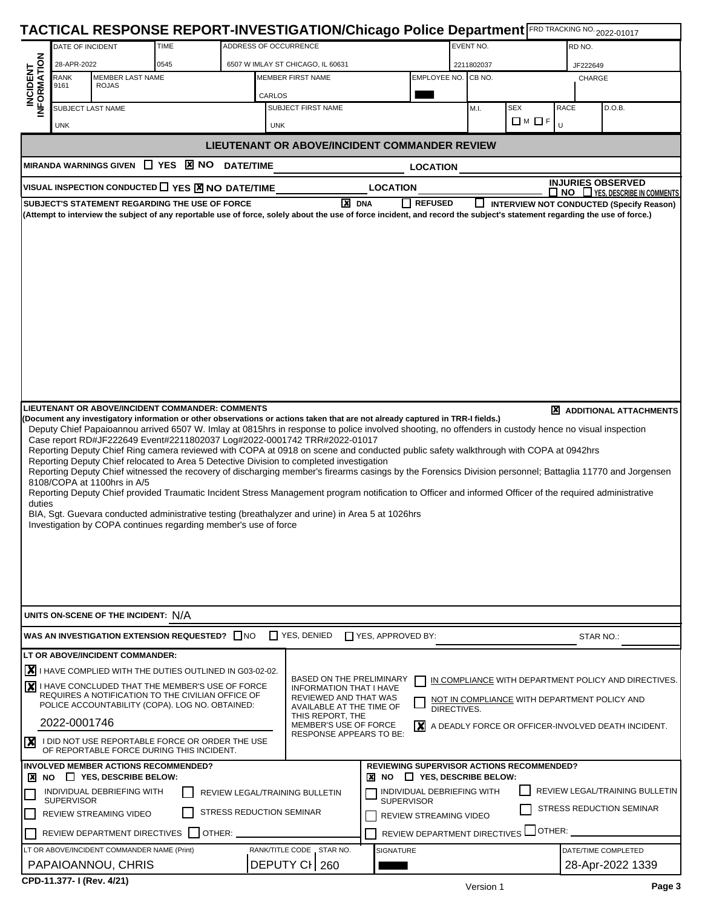# TACTICAL RESPONSE REPORT-INVESTIGATION/Chicago Police Department

FRD TRACKING NO. 2022-01017

**INCIDENT INFORMATION**

| DATE OF INCIDENT | TIME | ADDRESS OF OCCURRENCE | EVENT NO. | RD NO. |
|---|---|---|---|---|
| 28-APR-2022 | 0545 | 6507 W IMLAY ST CHICAGO, IL 60631 | 2211802037 | JF222649 |

| RANK | MEMBER LAST NAME | MEMBER FIRST NAME | EMPLOYEE NO. | CB NO. | CHARGE |
|---|---|---|---|---|---|
| 9161 | ROJAS | CARLOS | | | |

| SUBJECT LAST NAME | SUBJECT FIRST NAME | M.I. | SEX | RACE | D.O.B. |
|---|---|---|---|---|---|
| UNK | UNK | | ☐ M ☐ F | U | |

## LIEUTENANT OR ABOVE/INCIDENT COMMANDER REVIEW

**MIRANDA WARNINGS GIVEN** ☐ YES ☒ NO **DATE/TIME** ____ **LOCATION** ____

**VISUAL INSPECTION CONDUCTED** ☐ YES ☒ NO **DATE/TIME** ____ **LOCATION** ____ **INJURIES OBSERVED** ☐ NO ☐ YES, DESCRIBE IN COMMENTS

**SUBJECT'S STATEMENT REGARDING THE USE OF FORCE** ☒ DNA ☐ REFUSED ☐ INTERVIEW NOT CONDUCTED (Specify Reason)

**(Attempt to interview the subject of any reportable use of force, solely about the use of force incident, and record the subject's statement regarding the use of force.)**

**LIEUTENANT OR ABOVE/INCIDENT COMMANDER: COMMENTS** ☒ ADDITIONAL ATTACHMENTS

**(Document any investigatory information or other observations or actions taken that are not already captured in TRR-I fields.)**

Deputy Chief Papaioannou arrived 6507 W. Imlay at 0815hrs in response to police involved shooting, no offenders in custody hence no visual inspection
Case report RD#JF222649 Event#2211802037 Log#2022-0001742 TRR#2022-01017
Reporting Deputy Chief Ring camera reviewed with COPA at 0918 on scene and conducted public safety walkthrough with COPA at 0942hrs
Reporting Deputy Chief relocated to Area 5 Detective Division to completed investigation
Reporting Deputy Chief witnessed the recovery of discharging member's firearms casings by the Forensics Division personnel; Battaglia 11770 and Jorgensen 8108/COPA at 1100hrs in A/5
Reporting Deputy Chief provided Traumatic Incident Stress Management program notification to Officer and informed Officer of the required administrative duties
BIA, Sgt. Guevara conducted administrative testing (breathalyzer and urine) in Area 5 at 1026hrs
Investigation by COPA continues regarding member's use of force

**UNITS ON-SCENE OF THE INCIDENT:** N/A

**WAS AN INVESTIGATION EXTENSION REQUESTED?** ☐ NO ☐ YES, DENIED ☐ YES, APPROVED BY: ____ STAR NO.: ____

**LT OR ABOVE/INCIDENT COMMANDER:**

☒ I HAVE COMPLIED WITH THE DUTIES OUTLINED IN G03-02-02.

☒ I HAVE CONCLUDED THAT THE MEMBER'S USE OF FORCE REQUIRES A NOTIFICATION TO THE CIVILIAN OFFICE OF POLICE ACCOUNTABILITY (COPA). LOG NO. OBTAINED: 2022-0001746

☒ I DID NOT USE REPORTABLE FORCE OR ORDER THE USE OF REPORTABLE FORCE DURING THIS INCIDENT.

BASED ON THE PRELIMINARY INFORMATION THAT I HAVE REVIEWED AND THAT WAS AVAILABLE AT THE TIME OF THIS REPORT, THE MEMBER'S USE OF FORCE RESPONSE APPEARS TO BE:

☐ IN COMPLIANCE WITH DEPARTMENT POLICY AND DIRECTIVES.
☐ NOT IN COMPLIANCE WITH DEPARTMENT POLICY AND DIRECTIVES.
☒ A DEADLY FORCE OR OFFICER-INVOLVED DEATH INCIDENT.

**INVOLVED MEMBER ACTIONS RECOMMENDED?**
☒ NO ☐ YES, DESCRIBE BELOW:
☐ INDIVIDUAL DEBRIEFING WITH SUPERVISOR ☐ REVIEW LEGAL/TRAINING BULLETIN
☐ REVIEW STREAMING VIDEO ☐ STRESS REDUCTION SEMINAR
☐ REVIEW DEPARTMENT DIRECTIVES ☐ OTHER: ____

**REVIEWING SUPERVISOR ACTIONS RECOMMENDED?**
☒ NO ☐ YES, DESCRIBE BELOW:
☐ INDIVIDUAL DEBRIEFING WITH SUPERVISOR ☐ REVIEW LEGAL/TRAINING BULLETIN
☐ REVIEW STREAMING VIDEO ☐ STRESS REDUCTION SEMINAR
☐ REVIEW DEPARTMENT DIRECTIVES ☐ OTHER: ____

| LT OR ABOVE/INCIDENT COMMANDER NAME (Print) | RANK/TITLE CODE | STAR NO. | SIGNATURE | DATE/TIME COMPLETED |
|---|---|---|---|---|
| PAPAIOANNOU, CHRIS | DEPUTY CH | 260 | | 28-Apr-2022 1339 |

CPD-11.377- I (Rev. 4/21)

Version 1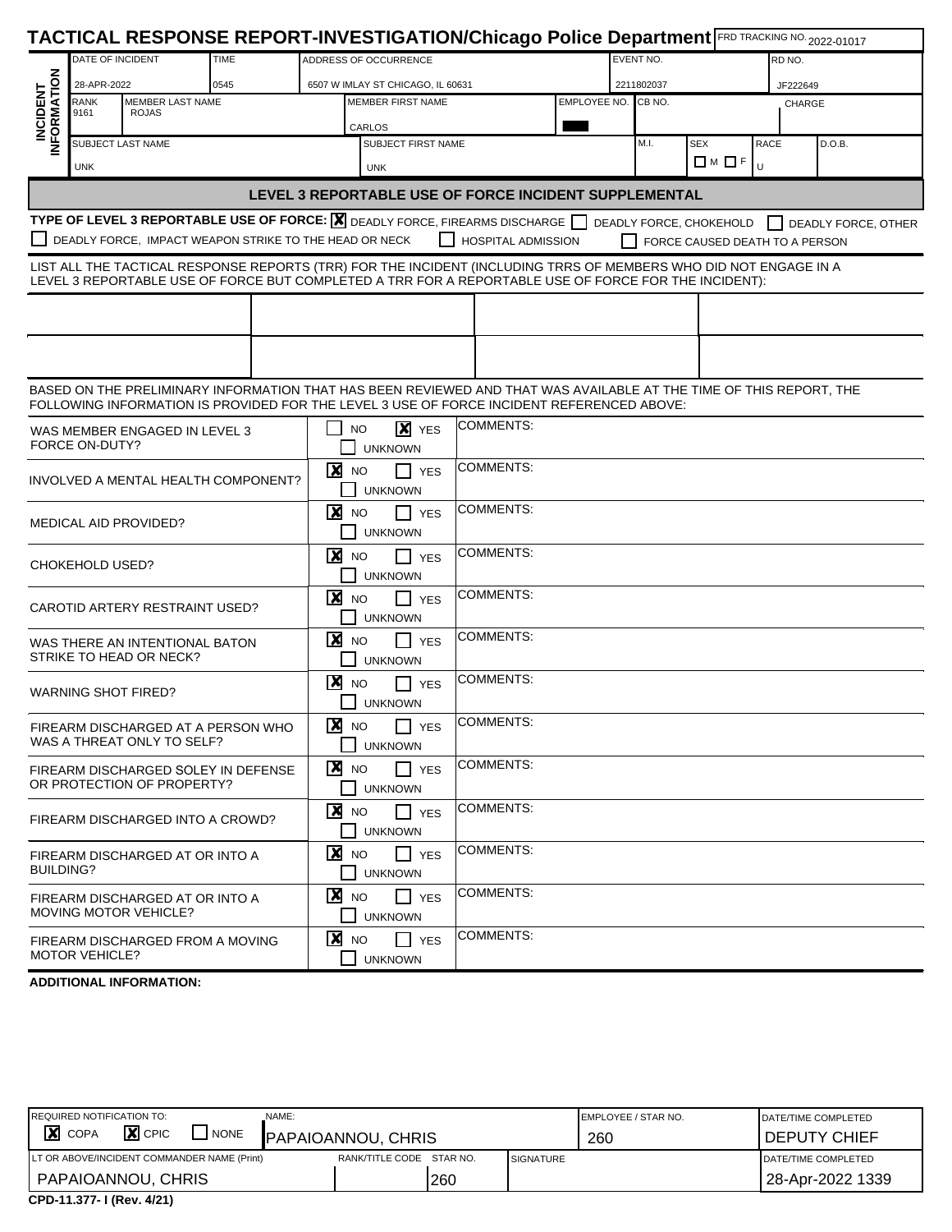# TACTICAL RESPONSE REPORT-INVESTIGATION/Chicago Police Department

FRD TRACKING NO. 2022-01017

**INCIDENT INFORMATION**

| DATE OF INCIDENT | TIME | ADDRESS OF OCCURRENCE | EVENT NO. | RD NO. |
|---|---|---|---|---|
| 28-APR-2022 | 0545 | 6507 W IMLAY ST CHICAGO, IL 60631 | 2211802037 | JF222649 |

| RANK | MEMBER LAST NAME | MEMBER FIRST NAME | EMPLOYEE NO. | CB NO. | CHARGE |
|---|---|---|---|---|---|
| 9161 | ROJAS | CARLOS | ███ | | |

| SUBJECT LAST NAME | SUBJECT FIRST NAME | M.I. | SEX | RACE | D.O.B. |
|---|---|---|---|---|---|
| UNK | UNK | | ☐ M ☐ F | U | |

## LEVEL 3 REPORTABLE USE OF FORCE INCIDENT SUPPLEMENTAL

**TYPE OF LEVEL 3 REPORTABLE USE OF FORCE:** ☒ DEADLY FORCE, FIREARMS DISCHARGE ☐ DEADLY FORCE, CHOKEHOLD ☐ DEADLY FORCE, OTHER ☐ DEADLY FORCE, IMPACT WEAPON STRIKE TO THE HEAD OR NECK ☐ HOSPITAL ADMISSION ☐ FORCE CAUSED DEATH TO A PERSON

LIST ALL THE TACTICAL RESPONSE REPORTS (TRR) FOR THE INCIDENT (INCLUDING TRRS OF MEMBERS WHO DID NOT ENGAGE IN A LEVEL 3 REPORTABLE USE OF FORCE BUT COMPLETED A TRR FOR A REPORTABLE USE OF FORCE FOR THE INCIDENT):

| | | | |
|---|---|---|---|
| | | | |
| | | | |

BASED ON THE PRELIMINARY INFORMATION THAT HAS BEEN REVIEWED AND THAT WAS AVAILABLE AT THE TIME OF THIS REPORT, THE FOLLOWING INFORMATION IS PROVIDED FOR THE LEVEL 3 USE OF FORCE INCIDENT REFERENCED ABOVE:

| Question | Response | COMMENTS |
|---|---|---|
| WAS MEMBER ENGAGED IN LEVEL 3 FORCE ON-DUTY? | ☐ NO ☒ YES ☐ UNKNOWN | COMMENTS: |
| INVOLVED A MENTAL HEALTH COMPONENT? | ☒ NO ☐ YES ☐ UNKNOWN | COMMENTS: |
| MEDICAL AID PROVIDED? | ☒ NO ☐ YES ☐ UNKNOWN | COMMENTS: |
| CHOKEHOLD USED? | ☒ NO ☐ YES ☐ UNKNOWN | COMMENTS: |
| CAROTID ARTERY RESTRAINT USED? | ☒ NO ☐ YES ☐ UNKNOWN | COMMENTS: |
| WAS THERE AN INTENTIONAL BATON STRIKE TO HEAD OR NECK? | ☒ NO ☐ YES ☐ UNKNOWN | COMMENTS: |
| WARNING SHOT FIRED? | ☒ NO ☐ YES ☐ UNKNOWN | COMMENTS: |
| FIREARM DISCHARGED AT A PERSON WHO WAS A THREAT ONLY TO SELF? | ☒ NO ☐ YES ☐ UNKNOWN | COMMENTS: |
| FIREARM DISCHARGED SOLEY IN DEFENSE OR PROTECTION OF PROPERTY? | ☒ NO ☐ YES ☐ UNKNOWN | COMMENTS: |
| FIREARM DISCHARGED INTO A CROWD? | ☒ NO ☐ YES ☐ UNKNOWN | COMMENTS: |
| FIREARM DISCHARGED AT OR INTO A BUILDING? | ☒ NO ☐ YES ☐ UNKNOWN | COMMENTS: |
| FIREARM DISCHARGED AT OR INTO A MOVING MOTOR VEHICLE? | ☒ NO ☐ YES ☐ UNKNOWN | COMMENTS: |
| FIREARM DISCHARGED FROM A MOVING MOTOR VEHICLE? | ☒ NO ☐ YES ☐ UNKNOWN | COMMENTS: |

**ADDITIONAL INFORMATION:**

| REQUIRED NOTIFICATION TO: | NAME: | EMPLOYEE / STAR NO. | DATE/TIME COMPLETED |
|---|---|---|---|
| ☒ COPA ☒ CPIC ☐ NONE | PAPAIOANNOU, CHRIS | 260 | DEPUTY CHIEF |

| LT OR ABOVE/INCIDENT COMMANDER NAME (Print) | RANK/TITLE CODE | STAR NO. | SIGNATURE | DATE/TIME COMPLETED |
|---|---|---|---|---|
| PAPAIOANNOU, CHRIS | | 260 | | 28-Apr-2022 1339 |

**CPD-11.377- I (Rev. 4/21)**